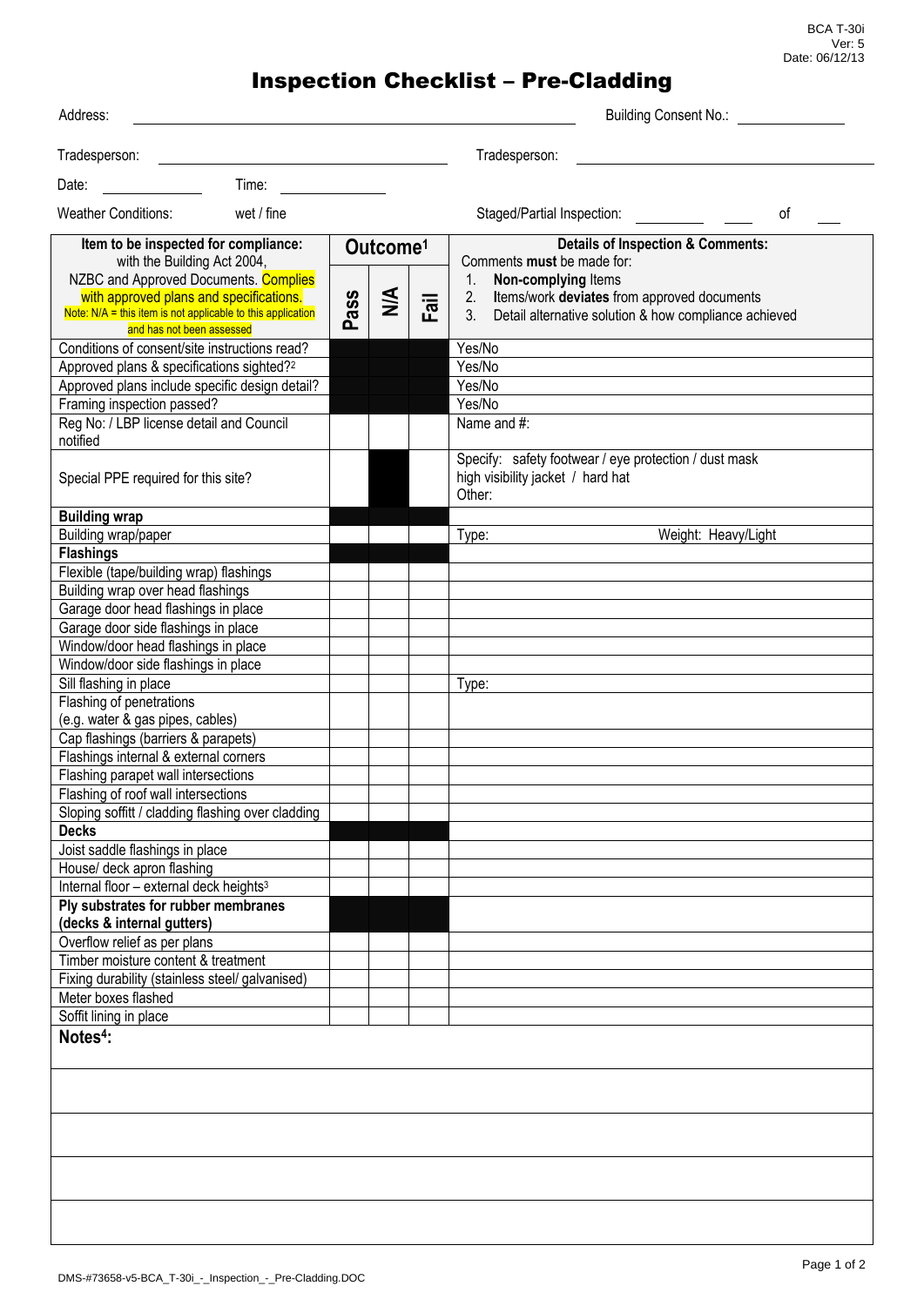BCA T-30i
Ver: 5
Date: 06/12/13

# Inspection Checklist – Pre-Cladding

Address: ______________________________ Building Consent No.: ______________

Tradesperson: ______________________ Tradesperson: ______________________

Date: __________ Time: __________

Weather Conditions: wet / fine Staged/Partial Inspection: ________ ____ of ____

| Item to be inspected for compliance: with the Building Act 2004, NZBC and Approved Documents. Complies with approved plans and specifications. Note: N/A = this item is not applicable to this application and has not been assessed | Outcome[1] | | | Details of Inspection & Comments: Comments **must** be made for: 1. **Non-complying** Items 2. Items/work **deviates** from approved documents 3. Detail alternative solution & how compliance achieved |
|---|---|---|---|---|
| | Pass | N/A | Fail | |
| Conditions of consent/site instructions read? | | | | Yes/No |
| Approved plans & specifications sighted?[2] | | | | Yes/No |
| Approved plans include specific design detail? | | | | Yes/No |
| Framing inspection passed? | | | | Yes/No |
| Reg No: / LBP license detail and Council notified | | | | Name and #: |
| Special PPE required for this site? | | | | Specify: safety footwear / eye protection / dust mask high visibility jacket / hard hat Other: |
| **Building wrap** | | | | |
| Building wrap/paper | | | | Type: Weight: Heavy/Light |
| **Flashings** | | | | |
| Flexible (tape/building wrap) flashings | | | | |
| Building wrap over head flashings | | | | |
| Garage door head flashings in place | | | | |
| Garage door side flashings in place | | | | |
| Window/door head flashings in place | | | | |
| Window/door side flashings in place | | | | |
| Sill flashing in place | | | | Type: |
| Flashing of penetrations (e.g. water & gas pipes, cables) | | | | |
| Cap flashings (barriers & parapets) | | | | |
| Flashings internal & external corners | | | | |
| Flashing parapet wall intersections | | | | |
| Flashing of roof wall intersections | | | | |
| Sloping soffitt / cladding flashing over cladding | | | | |
| **Decks** | | | | |
| Joist saddle flashings in place | | | | |
| House/ deck apron flashing | | | | |
| Internal floor – external deck heights[3] | | | | |
| **Ply substrates for rubber membranes (decks & internal gutters)** | | | | |
| Overflow relief as per plans | | | | |
| Timber moisture content & treatment | | | | |
| Fixing durability (stainless steel/ galvanised) | | | | |
| Meter boxes flashed | | | | |
| Soffit lining in place | | | | |

**Notes[4]:**

DMS-#73658-v5-BCA_T-30i_-_Inspection_-_Pre-Cladding.DOC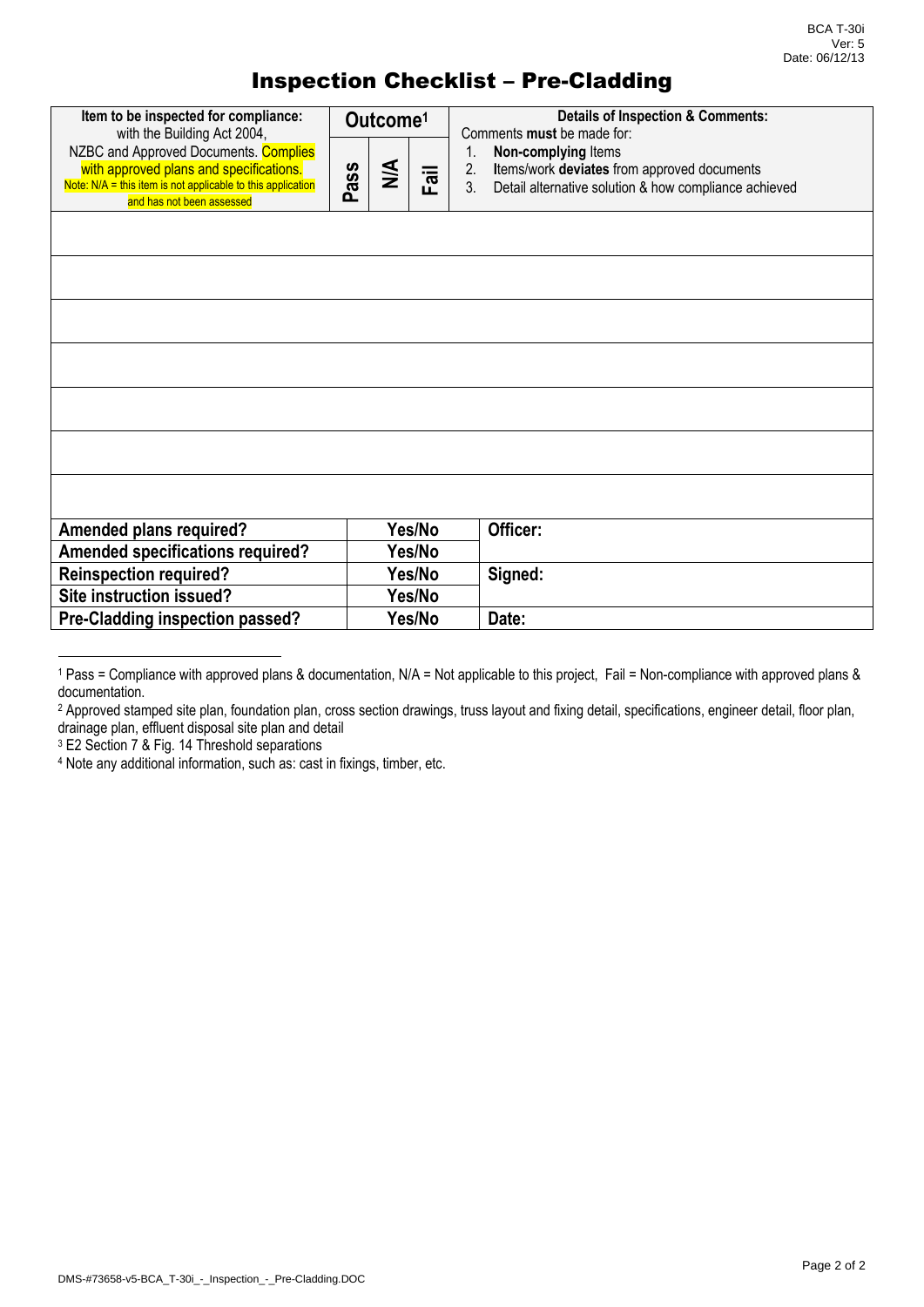# Inspection Checklist – Pre-Cladding

| Item to be inspected for compliance: with the Building Act 2004, NZBC and Approved Documents. Complies with approved plans and specifications. Note: N/A = this item is not applicable to this application and has not been assessed | Outcome[1] Pass | N/A | Fail | Details of Inspection & Comments: Comments **must** be made for: 1. **Non-complying** Items 2. Items/work **deviates** from approved documents 3. Detail alternative solution & how compliance achieved |
|---|---|---|---|---|
| | | | | |
| | | | | |
| | | | | |
| | | | | |
| | | | | |
| | | | | |
| | | | | |

| | | |
|---|---|---|
| **Amended plans required?** | Yes/No | **Officer:** |
| **Amended specifications required?** | Yes/No | |
| **Reinspection required?** | Yes/No | **Signed:** |
| **Site instruction issued?** | Yes/No | |
| **Pre-Cladding inspection passed?** | Yes/No | **Date:** |

---

[1] Pass = Compliance with approved plans & documentation, N/A = Not applicable to this project, Fail = Non-compliance with approved plans & documentation.

[2] Approved stamped site plan, foundation plan, cross section drawings, truss layout and fixing detail, specifications, engineer detail, floor plan, drainage plan, effluent disposal site plan and detail

[3] E2 Section 7 & Fig. 14 Threshold separations

[4] Note any additional information, such as: cast in fixings, timber, etc.

DMS-#73658-v5-BCA_T-30i_-_Inspection_-_Pre-Cladding.DOC